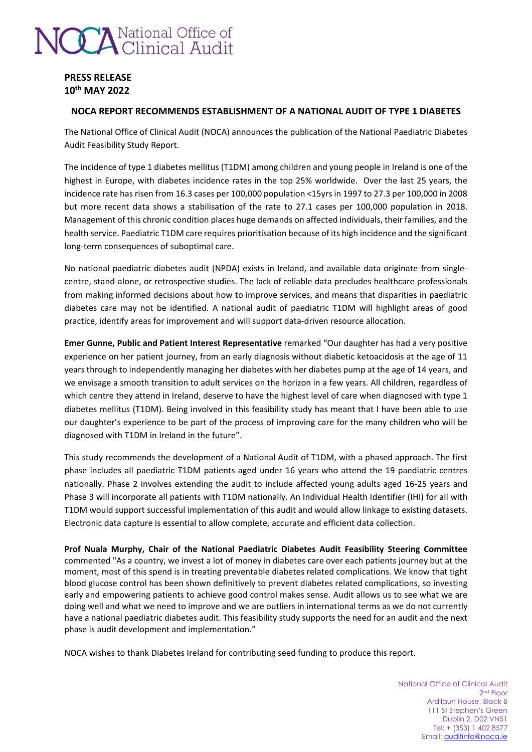NOCA National Office of Clinical Audit

**PRESS RELEASE**
**10th MAY 2022**

## NOCA REPORT RECOMMENDS ESTABLISHMENT OF A NATIONAL AUDIT OF TYPE 1 DIABETES

The National Office of Clinical Audit (NOCA) announces the publication of the National Paediatric Diabetes Audit Feasibility Study Report.

The incidence of type 1 diabetes mellitus (T1DM) among children and young people in Ireland is one of the highest in Europe, with diabetes incidence rates in the top 25% worldwide. Over the last 25 years, the incidence rate has risen from 16.3 cases per 100,000 population <15yrs in 1997 to 27.3 per 100,000 in 2008 but more recent data shows a stabilisation of the rate to 27.1 cases per 100,000 population in 2018. Management of this chronic condition places huge demands on affected individuals, their families, and the health service. Paediatric T1DM care requires prioritisation because of its high incidence and the significant long-term consequences of suboptimal care.

No national paediatric diabetes audit (NPDA) exists in Ireland, and available data originate from single-centre, stand-alone, or retrospective studies. The lack of reliable data precludes healthcare professionals from making informed decisions about how to improve services, and means that disparities in paediatric diabetes care may not be identified. A national audit of paediatric T1DM will highlight areas of good practice, identify areas for improvement and will support data-driven resource allocation.

**Emer Gunne, Public and Patient Interest Representative** remarked "Our daughter has had a very positive experience on her patient journey, from an early diagnosis without diabetic ketoacidosis at the age of 11 years through to independently managing her diabetes with her diabetes pump at the age of 14 years, and we envisage a smooth transition to adult services on the horizon in a few years. All children, regardless of which centre they attend in Ireland, deserve to have the highest level of care when diagnosed with type 1 diabetes mellitus (T1DM). Being involved in this feasibility study has meant that I have been able to use our daughter's experience to be part of the process of improving care for the many children who will be diagnosed with T1DM in Ireland in the future".

This study recommends the development of a National Audit of T1DM, with a phased approach. The first phase includes all paediatric T1DM patients aged under 16 years who attend the 19 paediatric centres nationally. Phase 2 involves extending the audit to include affected young adults aged 16-25 years and Phase 3 will incorporate all patients with T1DM nationally. An Individual Health Identifier (IHI) for all with T1DM would support successful implementation of this audit and would allow linkage to existing datasets. Electronic data capture is essential to allow complete, accurate and efficient data collection.

**Prof Nuala Murphy, Chair of the National Paediatric Diabetes Audit Feasibility Steering Committee** commented "As a country, we invest a lot of money in diabetes care over each patients journey but at the moment, most of this spend is in treating preventable diabetes related complications. We know that tight blood glucose control has been shown definitively to prevent diabetes related complications, so investing early and empowering patients to achieve good control makes sense. Audit allows us to see what we are doing well and what we need to improve and we are outliers in international terms as we do not currently have a national paediatric diabetes audit. This feasibility study supports the need for an audit and the next phase is audit development and implementation."

NOCA wishes to thank Diabetes Ireland for contributing seed funding to produce this report.

National Office of Clinical Audit
2nd Floor
Ardilaun House, Block B
111 St Stephen's Green
Dublin 2, D02 VN51
Tel: + (353) 1 402 8577
Email: auditinfo@noca.ie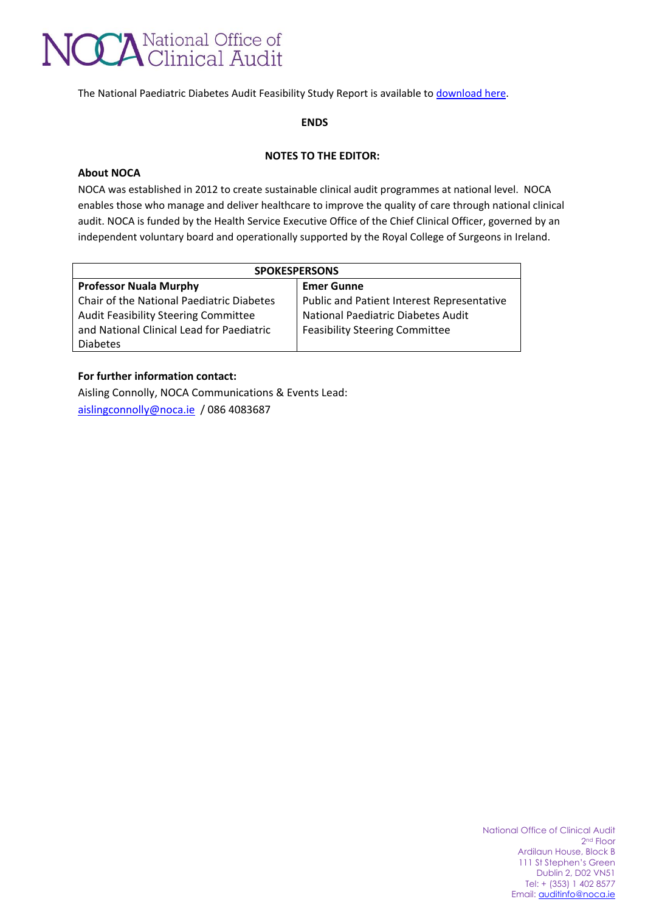The National Paediatric Diabetes Audit Feasibility Study Report is available to download here.

**ENDS**

**NOTES TO THE EDITOR:**

**About NOCA**

NOCA was established in 2012 to create sustainable clinical audit programmes at national level. NOCA enables those who manage and deliver healthcare to improve the quality of care through national clinical audit. NOCA is funded by the Health Service Executive Office of the Chief Clinical Officer, governed by an independent voluntary board and operationally supported by the Royal College of Surgeons in Ireland.

| **SPOKESPERSONS** | |
|---|---|
| **Professor Nuala Murphy**<br>Chair of the National Paediatric Diabetes Audit Feasibility Steering Committee and National Clinical Lead for Paediatric Diabetes | **Emer Gunne**<br>Public and Patient Interest Representative National Paediatric Diabetes Audit Feasibility Steering Committee |

**For further information contact:**

Aisling Connolly, NOCA Communications & Events Lead:
aislingconnolly@noca.ie / 086 4083687

National Office of Clinical Audit
2nd Floor
Ardilaun House, Block B
111 St Stephen's Green
Dublin 2, D02 VN51
Tel: + (353) 1 402 8577
Email: auditinfo@noca.ie